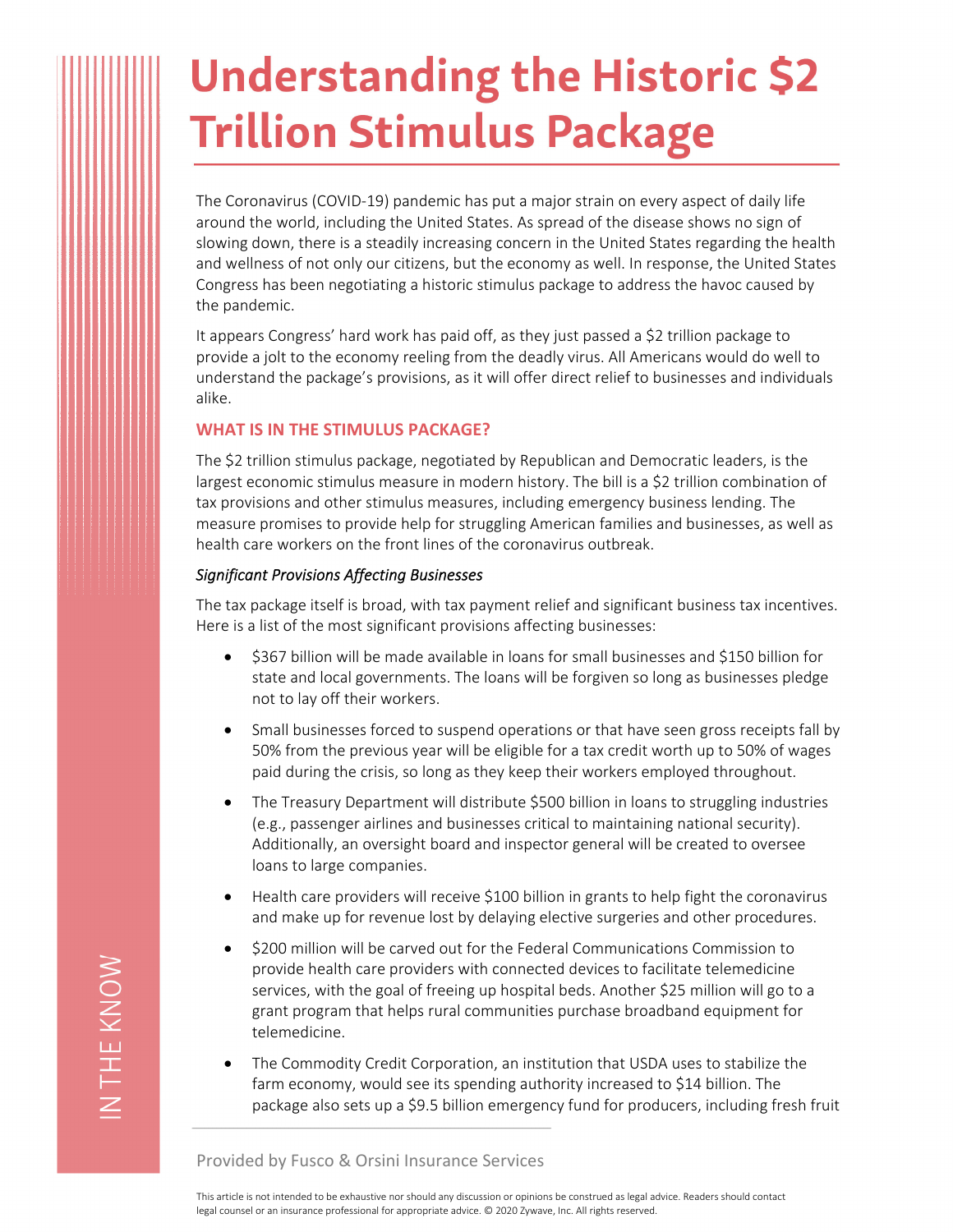# Understanding the Historic $2 Trillion Stimulus Package

The Coronavirus (COVID-19) pandemic has put a major strain on every aspect of daily life around the world, including the United States. As spread of the disease shows no sign of slowing down, there is a steadily increasing concern in the United States regarding the health and wellness of not only our citizens, but the economy as well. In response, the United States Congress has been negotiating a historic stimulus package to address the havoc caused by the pandemic.

It appears Congress' hard work has paid off, as they just passed a $2 trillion package to provide a jolt to the economy reeling from the deadly virus. All Americans would do well to understand the package's provisions, as it will offer direct relief to businesses and individuals alike.

## WHAT IS IN THE STIMULUS PACKAGE?

The $2 trillion stimulus package, negotiated by Republican and Democratic leaders, is the largest economic stimulus measure in modern history. The bill is a $2 trillion combination of tax provisions and other stimulus measures, including emergency business lending. The measure promises to provide help for struggling American families and businesses, as well as health care workers on the front lines of the coronavirus outbreak.

*Significant Provisions Affecting Businesses*

The tax package itself is broad, with tax payment relief and significant business tax incentives. Here is a list of the most significant provisions affecting businesses:

- $367 billion will be made available in loans for small businesses and $150 billion for state and local governments. The loans will be forgiven so long as businesses pledge not to lay off their workers.
- Small businesses forced to suspend operations or that have seen gross receipts fall by 50% from the previous year will be eligible for a tax credit worth up to 50% of wages paid during the crisis, so long as they keep their workers employed throughout.
- The Treasury Department will distribute $500 billion in loans to struggling industries (e.g., passenger airlines and businesses critical to maintaining national security). Additionally, an oversight board and inspector general will be created to oversee loans to large companies.
- Health care providers will receive $100 billion in grants to help fight the coronavirus and make up for revenue lost by delaying elective surgeries and other procedures.
- $200 million will be carved out for the Federal Communications Commission to provide health care providers with connected devices to facilitate telemedicine services, with the goal of freeing up hospital beds. Another $25 million will go to a grant program that helps rural communities purchase broadband equipment for telemedicine.
- The Commodity Credit Corporation, an institution that USDA uses to stabilize the farm economy, would see its spending authority increased to $14 billion. The package also sets up a $9.5 billion emergency fund for producers, including fresh fruit

Provided by Fusco & Orsini Insurance Services

This article is not intended to be exhaustive nor should any discussion or opinions be construed as legal advice. Readers should contact legal counsel or an insurance professional for appropriate advice. © 2020 Zywave, Inc. All rights reserved.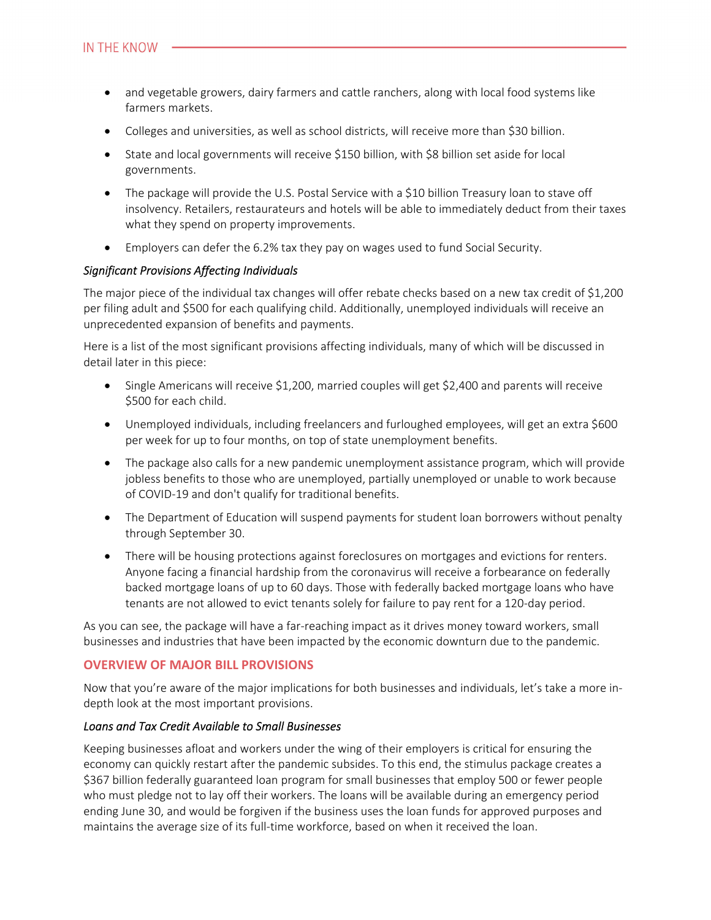- and vegetable growers, dairy farmers and cattle ranchers, along with local food systems like farmers markets.
- Colleges and universities, as well as school districts, will receive more than $30 billion.
- State and local governments will receive $150 billion, with $8 billion set aside for local governments.
- The package will provide the U.S. Postal Service with a $10 billion Treasury loan to stave off insolvency. Retailers, restaurateurs and hotels will be able to immediately deduct from their taxes what they spend on property improvements.
- Employers can defer the 6.2% tax they pay on wages used to fund Social Security.

*Significant Provisions Affecting Individuals*

The major piece of the individual tax changes will offer rebate checks based on a new tax credit of $1,200 per filing adult and $500 for each qualifying child. Additionally, unemployed individuals will receive an unprecedented expansion of benefits and payments.

Here is a list of the most significant provisions affecting individuals, many of which will be discussed in detail later in this piece:

- Single Americans will receive $1,200, married couples will get $2,400 and parents will receive $500 for each child.
- Unemployed individuals, including freelancers and furloughed employees, will get an extra $600 per week for up to four months, on top of state unemployment benefits.
- The package also calls for a new pandemic unemployment assistance program, which will provide jobless benefits to those who are unemployed, partially unemployed or unable to work because of COVID-19 and don't qualify for traditional benefits.
- The Department of Education will suspend payments for student loan borrowers without penalty through September 30.
- There will be housing protections against foreclosures on mortgages and evictions for renters. Anyone facing a financial hardship from the coronavirus will receive a forbearance on federally backed mortgage loans of up to 60 days. Those with federally backed mortgage loans who have tenants are not allowed to evict tenants solely for failure to pay rent for a 120-day period.

As you can see, the package will have a far-reaching impact as it drives money toward workers, small businesses and industries that have been impacted by the economic downturn due to the pandemic.

## OVERVIEW OF MAJOR BILL PROVISIONS

Now that you're aware of the major implications for both businesses and individuals, let's take a more in-depth look at the most important provisions.

*Loans and Tax Credit Available to Small Businesses*

Keeping businesses afloat and workers under the wing of their employers is critical for ensuring the economy can quickly restart after the pandemic subsides. To this end, the stimulus package creates a $367 billion federally guaranteed loan program for small businesses that employ 500 or fewer people who must pledge not to lay off their workers. The loans will be available during an emergency period ending June 30, and would be forgiven if the business uses the loan funds for approved purposes and maintains the average size of its full-time workforce, based on when it received the loan.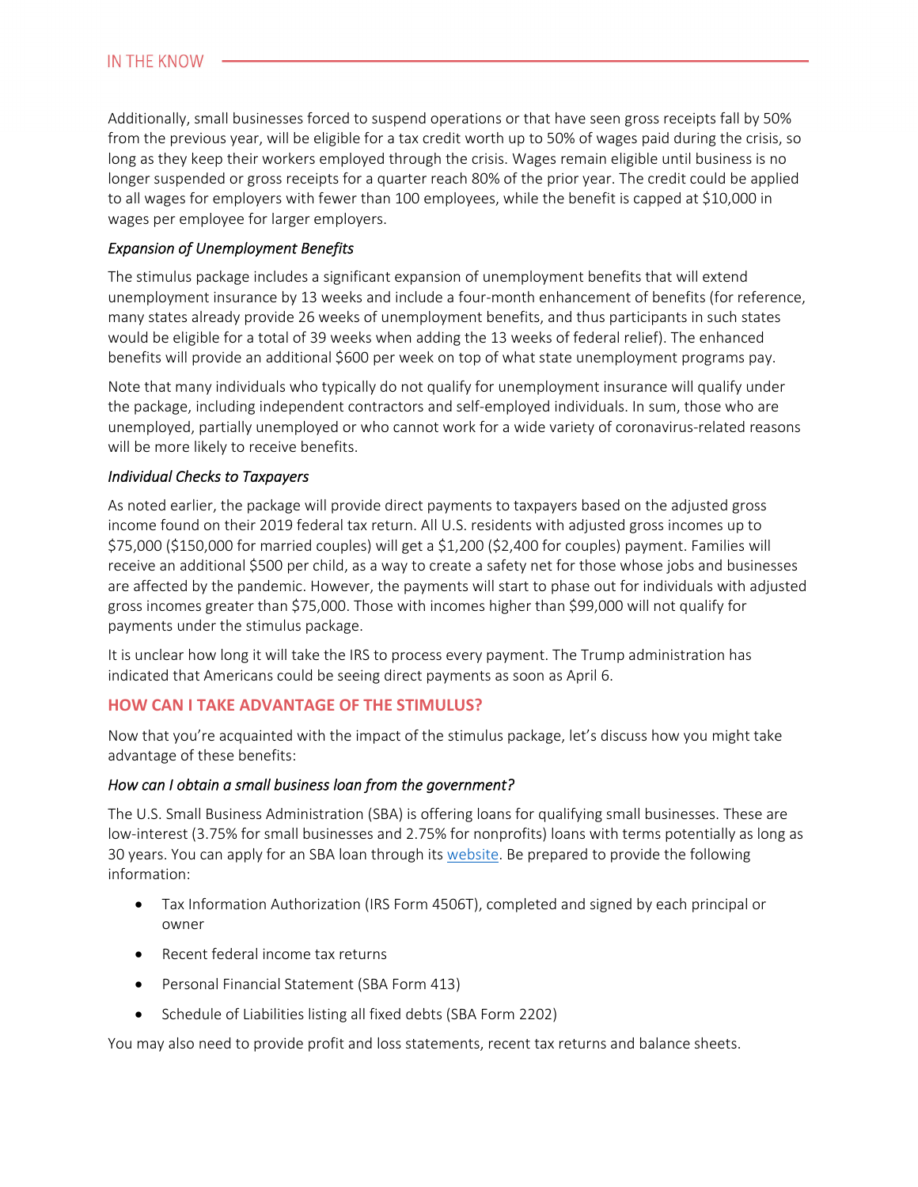Additionally, small businesses forced to suspend operations or that have seen gross receipts fall by 50% from the previous year, will be eligible for a tax credit worth up to 50% of wages paid during the crisis, so long as they keep their workers employed through the crisis. Wages remain eligible until business is no longer suspended or gross receipts for a quarter reach 80% of the prior year. The credit could be applied to all wages for employers with fewer than 100 employees, while the benefit is capped at $10,000 in wages per employee for larger employers.

*Expansion of Unemployment Benefits*

The stimulus package includes a significant expansion of unemployment benefits that will extend unemployment insurance by 13 weeks and include a four-month enhancement of benefits (for reference, many states already provide 26 weeks of unemployment benefits, and thus participants in such states would be eligible for a total of 39 weeks when adding the 13 weeks of federal relief). The enhanced benefits will provide an additional $600 per week on top of what state unemployment programs pay.

Note that many individuals who typically do not qualify for unemployment insurance will qualify under the package, including independent contractors and self-employed individuals. In sum, those who are unemployed, partially unemployed or who cannot work for a wide variety of coronavirus-related reasons will be more likely to receive benefits.

*Individual Checks to Taxpayers*

As noted earlier, the package will provide direct payments to taxpayers based on the adjusted gross income found on their 2019 federal tax return. All U.S. residents with adjusted gross incomes up to $75,000 ($150,000 for married couples) will get a $1,200 ($2,400 for couples) payment. Families will receive an additional $500 per child, as a way to create a safety net for those whose jobs and businesses are affected by the pandemic. However, the payments will start to phase out for individuals with adjusted gross incomes greater than $75,000. Those with incomes higher than $99,000 will not qualify for payments under the stimulus package.

It is unclear how long it will take the IRS to process every payment. The Trump administration has indicated that Americans could be seeing direct payments as soon as April 6.

## HOW CAN I TAKE ADVANTAGE OF THE STIMULUS?

Now that you're acquainted with the impact of the stimulus package, let's discuss how you might take advantage of these benefits:

*How can I obtain a small business loan from the government?*

The U.S. Small Business Administration (SBA) is offering loans for qualifying small businesses. These are low-interest (3.75% for small businesses and 2.75% for nonprofits) loans with terms potentially as long as 30 years. You can apply for an SBA loan through its website. Be prepared to provide the following information:

- Tax Information Authorization (IRS Form 4506T), completed and signed by each principal or owner
- Recent federal income tax returns
- Personal Financial Statement (SBA Form 413)
- Schedule of Liabilities listing all fixed debts (SBA Form 2202)

You may also need to provide profit and loss statements, recent tax returns and balance sheets.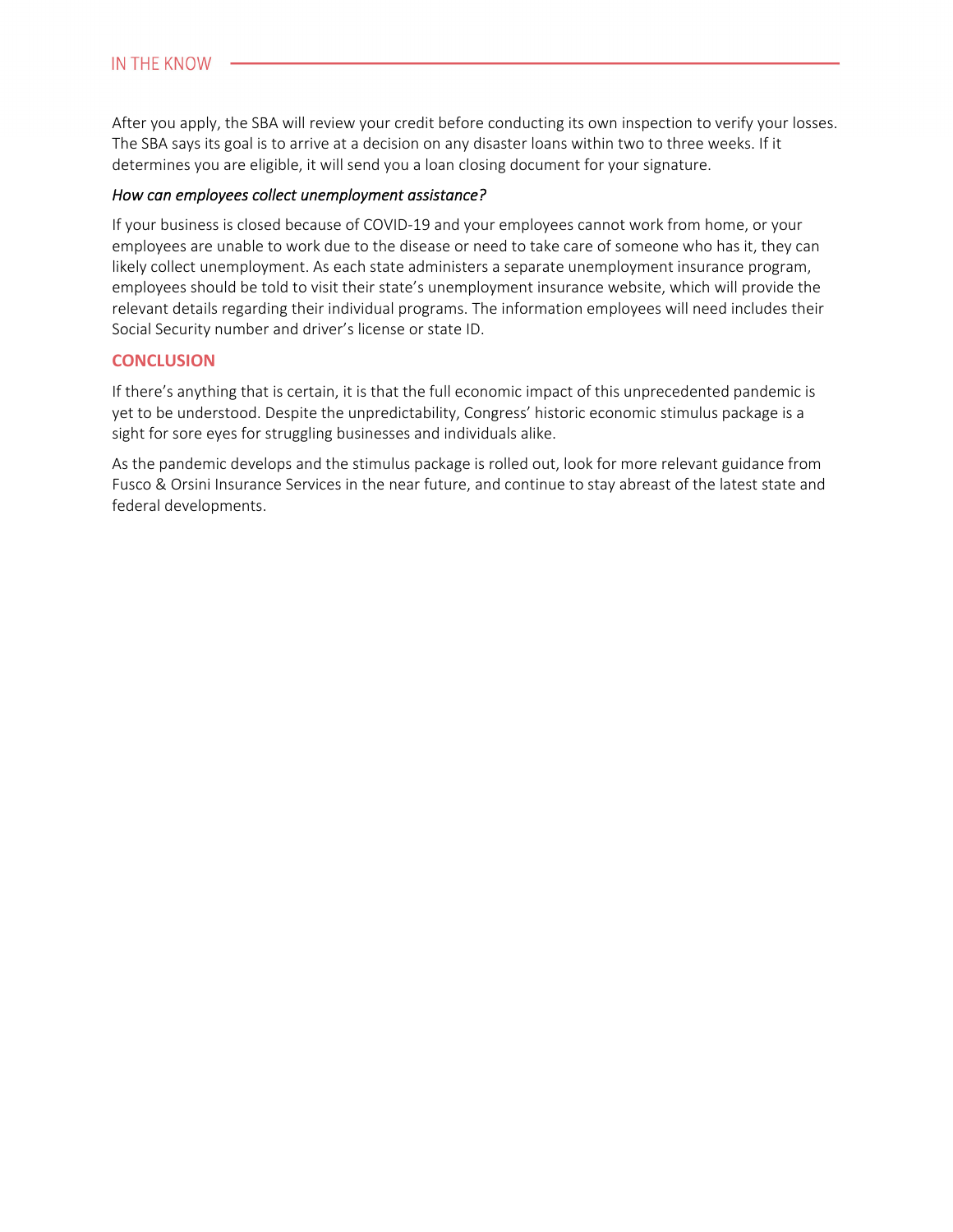After you apply, the SBA will review your credit before conducting its own inspection to verify your losses. The SBA says its goal is to arrive at a decision on any disaster loans within two to three weeks. If it determines you are eligible, it will send you a loan closing document for your signature.

*How can employees collect unemployment assistance?*

If your business is closed because of COVID-19 and your employees cannot work from home, or your employees are unable to work due to the disease or need to take care of someone who has it, they can likely collect unemployment. As each state administers a separate unemployment insurance program, employees should be told to visit their state's unemployment insurance website, which will provide the relevant details regarding their individual programs. The information employees will need includes their Social Security number and driver's license or state ID.

## CONCLUSION

If there's anything that is certain, it is that the full economic impact of this unprecedented pandemic is yet to be understood. Despite the unpredictability, Congress' historic economic stimulus package is a sight for sore eyes for struggling businesses and individuals alike.

As the pandemic develops and the stimulus package is rolled out, look for more relevant guidance from Fusco & Orsini Insurance Services in the near future, and continue to stay abreast of the latest state and federal developments.